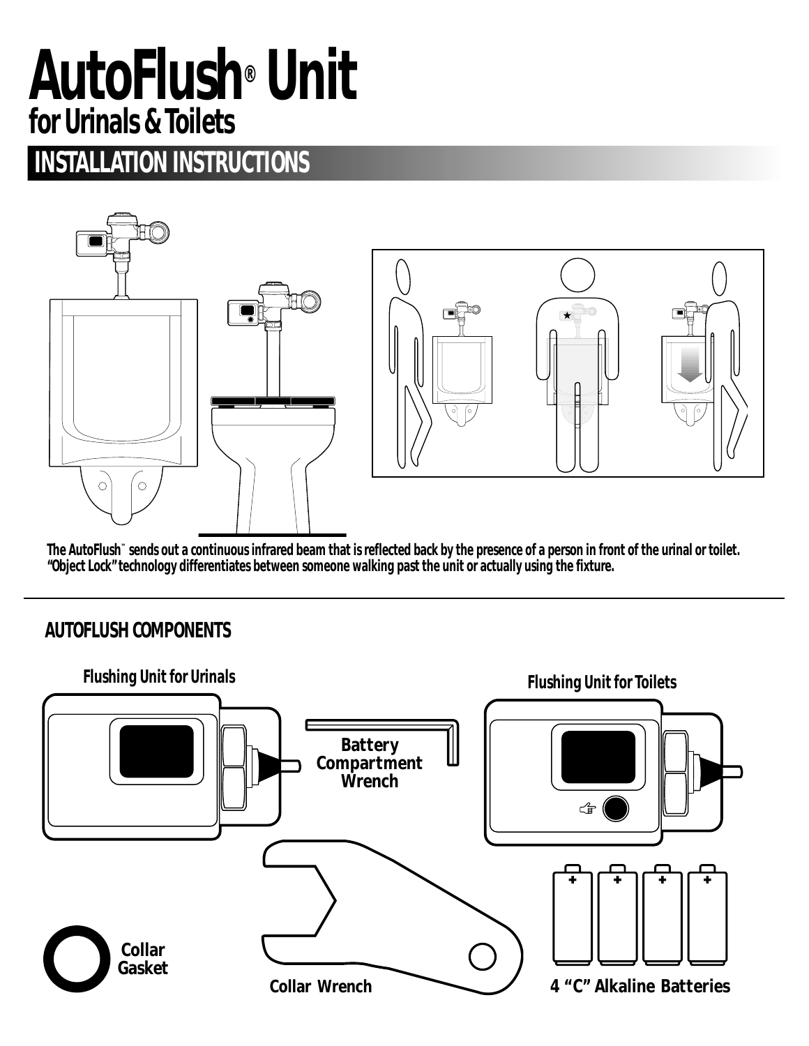# AutoFlush® Unit
## for Urinals & Toilets

## INSTALLATION INSTRUCTIONS

**The AutoFlush™ sends out a continuous infrared beam that is reflected back by the presence of a person in front of the urinal or toilet. "Object Lock" technology differentiates between someone walking past the unit or actually using the fixture.**

---

### AUTOFLUSH COMPONENTS

**Flushing Unit for Urinals**

**Flushing Unit for Toilets**

**Battery Compartment Wrench**

**Collar Gasket**

**Collar Wrench**

**4 "C" Alkaline Batteries**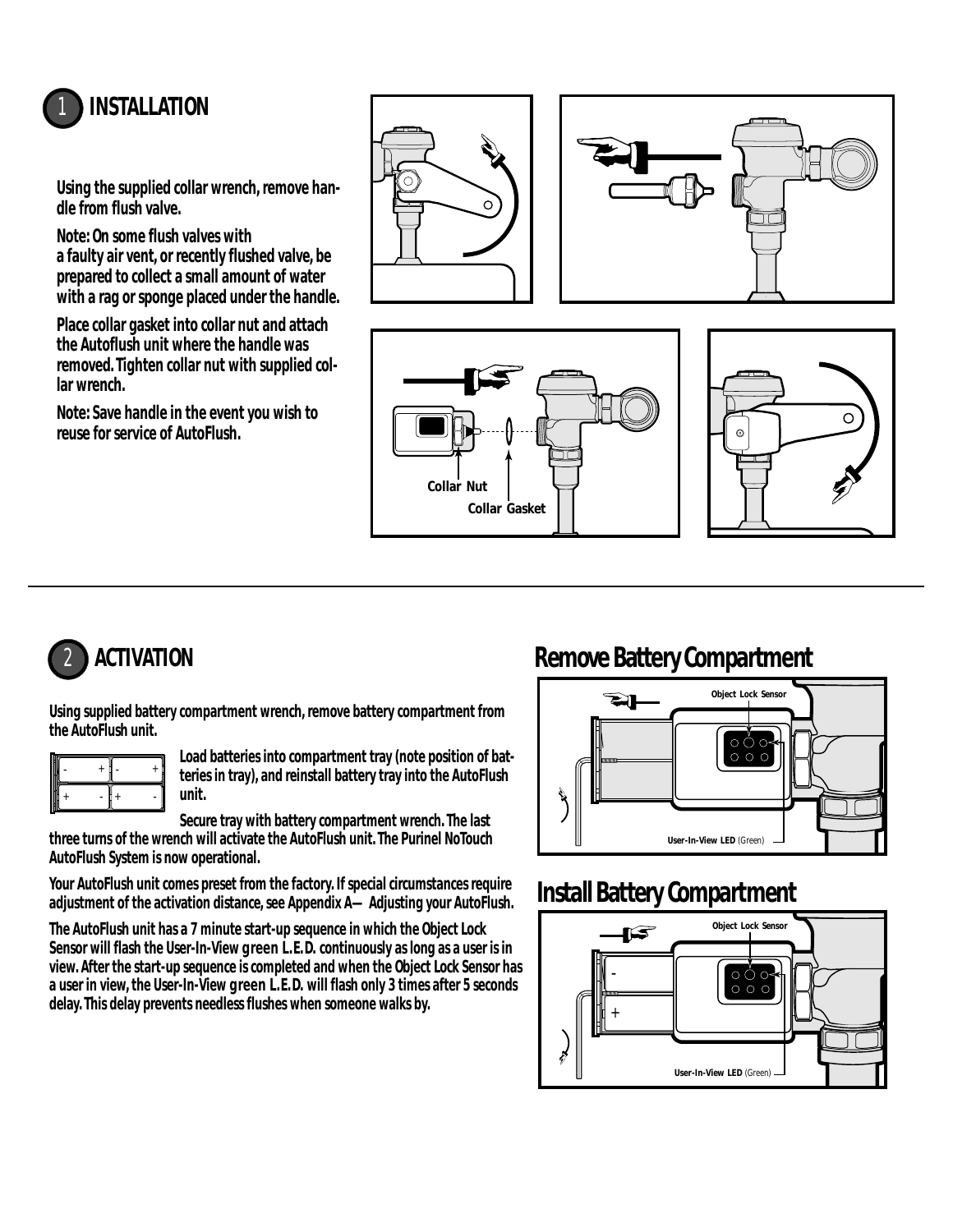## 1 INSTALLATION

Using the supplied collar wrench, remove handle from flush valve.

Note: On some flush valves with a faulty air vent, or recently flushed valve, be prepared to collect a small amount of water with a rag or sponge placed under the handle.

Place collar gasket into collar nut and attach the Autoflush unit where the handle was removed. Tighten collar nut with supplied collar wrench.

Note: Save handle in the event you wish to reuse for service of AutoFlush.

Collar Nut

Collar Gasket

## 2 ACTIVATION

Using supplied battery compartment wrench, remove battery compartment from the AutoFlush unit.

Load batteries into compartment tray (note position of batteries in tray), and reinstall battery tray into the AutoFlush unit.

Secure tray with battery compartment wrench. The last three turns of the wrench will activate the AutoFlush unit. The Purinel NoTouch AutoFlush System is now operational.

Your AutoFlush unit comes preset from the factory. If special circumstances require adjustment of the activation distance, see Appendix A— Adjusting your AutoFlush.

The AutoFlush unit has a 7 minute start-up sequence in which the Object Lock Sensor will flash the User-In-View green L.E.D. continuously as long as a user is in view. After the start-up sequence is completed and when the Object Lock Sensor has a user in view, the User-In-View green L.E.D. will flash only 3 times after 5 seconds delay. This delay prevents needless flushes when someone walks by.

### Remove Battery Compartment

Object Lock Sensor

User-In-View LED (Green)

### Install Battery Compartment

Object Lock Sensor

User-In-View LED (Green)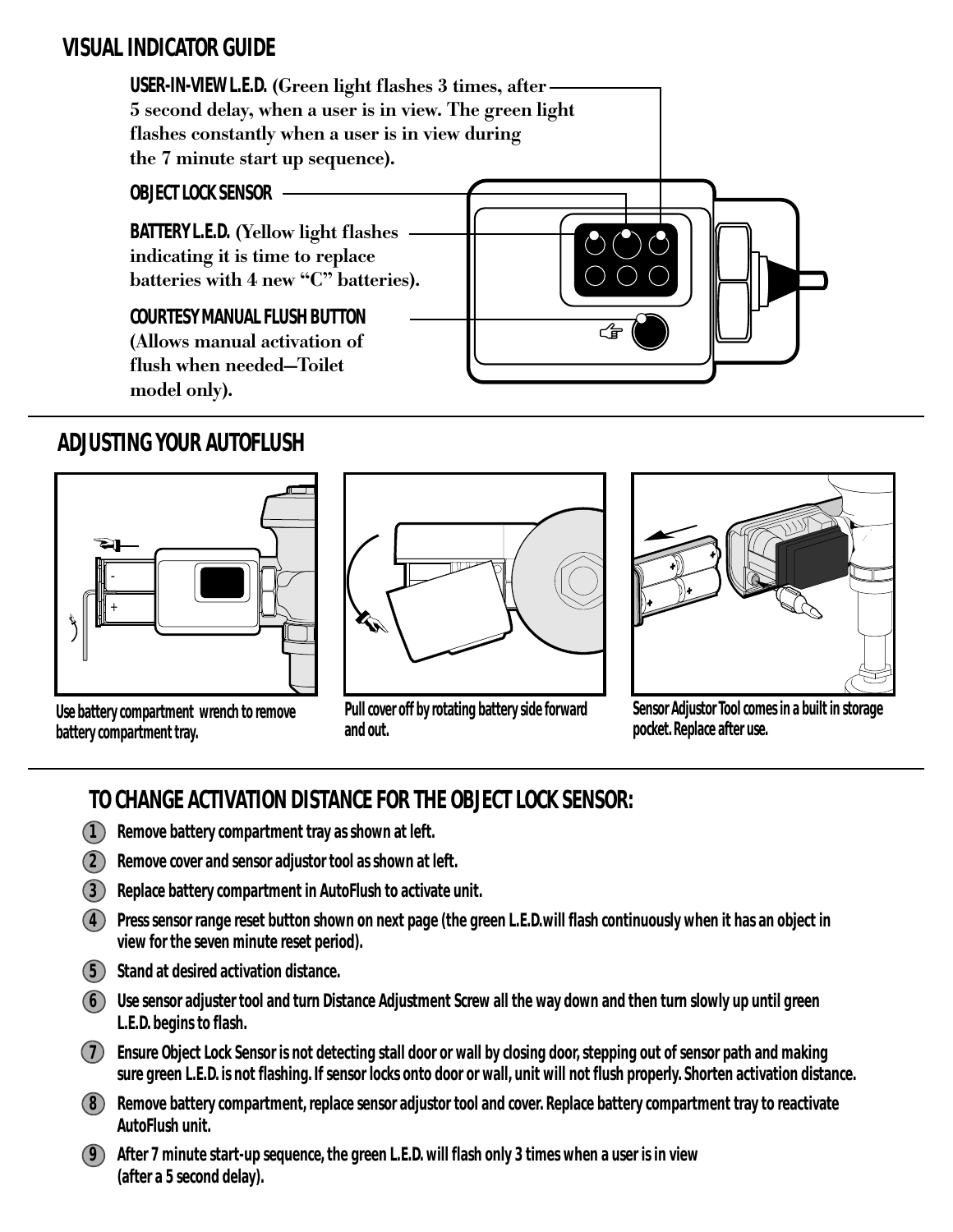## VISUAL INDICATOR GUIDE

**USER-IN-VIEW L.E.D.** (Green light flashes 3 times, after 5 second delay, when a user is in view. The green light flashes constantly when a user is in view during the 7 minute start up sequence).

**OBJECT LOCK SENSOR**

**BATTERY L.E.D.** (Yellow light flashes indicating it is time to replace batteries with 4 new "C" batteries).

**COURTESY MANUAL FLUSH BUTTON** (Allows manual activation of flush when needed—Toilet model only).

## ADJUSTING YOUR AUTOFLUSH

Use battery compartment wrench to remove battery compartment tray.

Pull cover off by rotating battery side forward and out.

Sensor Adjustor Tool comes in a built in storage pocket. Replace after use.

### TO CHANGE ACTIVATION DISTANCE FOR THE OBJECT LOCK SENSOR:

1. Remove battery compartment tray as shown at left.
2. Remove cover and sensor adjustor tool as shown at left.
3. Replace battery compartment in AutoFlush to activate unit.
4. Press sensor range reset button shown on next page (the green L.E.D.will flash continuously when it has an object in view for the seven minute reset period).
5. Stand at desired activation distance.
6. Use sensor adjuster tool and turn Distance Adjustment Screw all the way down and then turn slowly up until green L.E.D. begins to flash.
7. Ensure Object Lock Sensor is not detecting stall door or wall by closing door, stepping out of sensor path and making sure green L.E.D. is not flashing. If sensor locks onto door or wall, unit will not flush properly. Shorten activation distance.
8. Remove battery compartment, replace sensor adjustor tool and cover. Replace battery compartment tray to reactivate AutoFlush unit.
9. After 7 minute start-up sequence, the green L.E.D. will flash only 3 times when a user is in view (after a 5 second delay).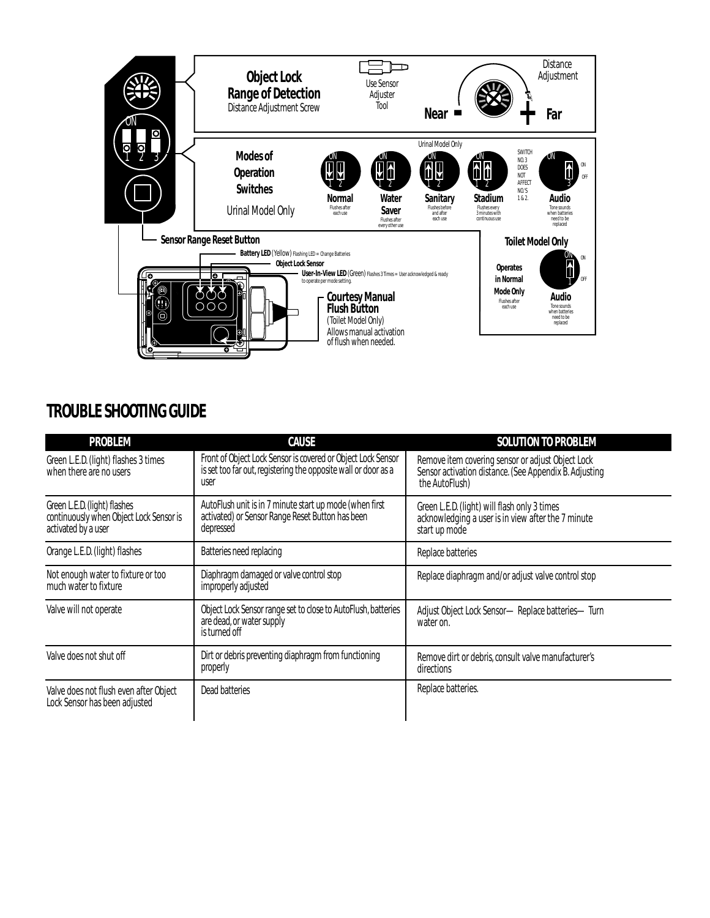Object Lock
Range of Detection
Distance Adjustment Screw

Use Sensor Adjuster Tool

Distance Adjustment

Near – + Far

ON
1 2 3

Modes of Operation Switches
Urinal Model Only

Urinal Model Only

ON 1 2 Normal — Flushes after each use

ON 1 2 Water Saver — Flushes after every other use

ON 1 2 Sanitary — Flushes before and after each use

ON 1 2 Stadium — Flushes every 3 minutes with continuous use

SWITCH NO. 3 DOES NOT AFFECT NO.'S 1 & 2.

ON 3 ON OFF Audio — Tone sounds when batteries need to be replaced

Sensor Range Reset Button

Battery LED (Yellow) Flashing LED = Change Batteries

Object Lock Sensor

User-In-View LED (Green) Flashes 3 Times = User acknowledged & ready to operate per mode setting.

Courtesy Manual Flush Button
(Toilet Model Only)
Allows manual activation of flush when needed.

Toilet Model Only

Operates in Normal Mode Only — Flushes after each use

ON 1 ON OFF Audio — Tone sounds when batteries need to be replaced

## TROUBLE SHOOTING GUIDE

| PROBLEM | CAUSE | SOLUTION TO PROBLEM |
| --- | --- | --- |
| Green L.E.D. (light) flashes 3 times when there are no users | Front of Object Lock Sensor is covered or Object Lock Sensor is set too far out, registering the opposite wall or door as a user | Remove item covering sensor or adjust Object Lock Sensor activation distance. (See Appendix B. Adjusting the AutoFlush) |
| Green L.E.D. (light) flashes continuously when Object Lock Sensor is activated by a user | AutoFlush unit is in 7 minute start up mode (when first activated) or Sensor Range Reset Button has been depressed | Green L.E.D. (light) will flash only 3 times acknowledging a user is in view after the 7 minute start up mode |
| Orange L.E.D. (light) flashes | Batteries need replacing | Replace batteries |
| Not enough water to fixture or too much water to fixture | Diaphragm damaged or valve control stop improperly adjusted | Replace diaphragm and/or adjust valve control stop |
| Valve will not operate | Object Lock Sensor range set to close to AutoFlush, batteries are dead, or water supply is turned off | Adjust Object Lock Sensor— Replace batteries— Turn water on. |
| Valve does not shut off | Dirt or debris preventing diaphragm from functioning properly | Remove dirt or debris, consult valve manufacturer's directions |
| Valve does not flush even after Object Lock Sensor has been adjusted | Dead batteries | Replace batteries. |